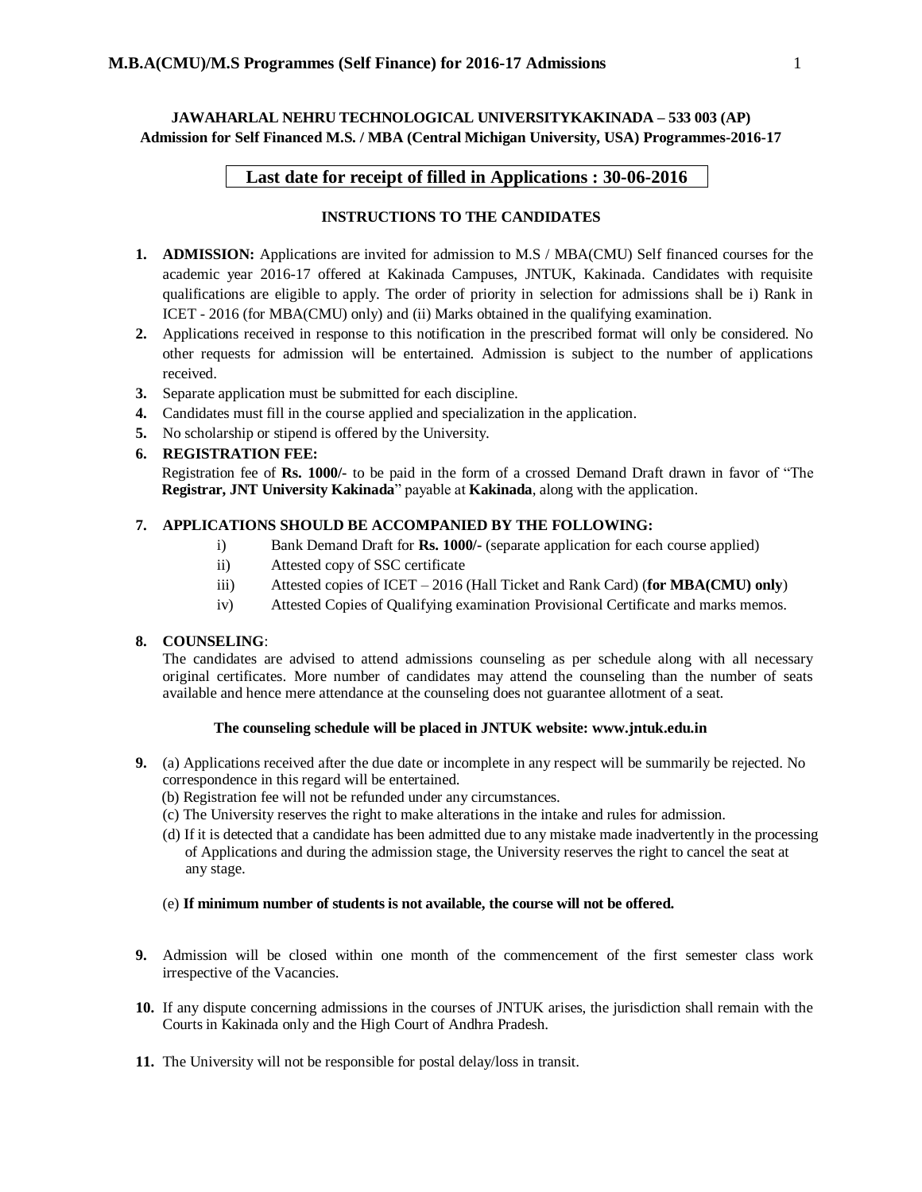**JAWAHARLAL NEHRU TECHNOLOGICAL UNIVERSITYKAKINADA – 533 003 (AP)**
**Admission for Self Financed M.S. / MBA (Central Michigan University, USA) Programmes-2016-17**

**Last date for receipt of filled in Applications : 30-06-2016**

## INSTRUCTIONS TO THE CANDIDATES

1. **ADMISSION:** Applications are invited for admission to M.S / MBA(CMU) Self financed courses for the academic year 2016-17 offered at Kakinada Campuses, JNTUK, Kakinada. Candidates with requisite qualifications are eligible to apply. The order of priority in selection for admissions shall be i) Rank in ICET - 2016 (for MBA(CMU) only) and (ii) Marks obtained in the qualifying examination.
2. Applications received in response to this notification in the prescribed format will only be considered. No other requests for admission will be entertained. Admission is subject to the number of applications received.
3. Separate application must be submitted for each discipline.
4. Candidates must fill in the course applied and specialization in the application.
5. No scholarship or stipend is offered by the University.
6. **REGISTRATION FEE:**
   Registration fee of **Rs. 1000/-** to be paid in the form of a crossed Demand Draft drawn in favor of "The **Registrar, JNT University Kakinada**" payable at **Kakinada**, along with the application.
7. **APPLICATIONS SHOULD BE ACCOMPANIED BY THE FOLLOWING:**
   i) Bank Demand Draft for **Rs. 1000/-** (separate application for each course applied)
   ii) Attested copy of SSC certificate
   iii) Attested copies of ICET – 2016 (Hall Ticket and Rank Card) (**for MBA(CMU) only**)
   iv) Attested Copies of Qualifying examination Provisional Certificate and marks memos.
8. **COUNSELING**:
   The candidates are advised to attend admissions counseling as per schedule along with all necessary original certificates. More number of candidates may attend the counseling than the number of seats available and hence mere attendance at the counseling does not guarantee allotment of a seat.

   **The counseling schedule will be placed in JNTUK website: www.jntuk.edu.in**

9. (a) Applications received after the due date or incomplete in any respect will be summarily be rejected. No correspondence in this regard will be entertained.
   (b) Registration fee will not be refunded under any circumstances.
   (c) The University reserves the right to make alterations in the intake and rules for admission.
   (d) If it is detected that a candidate has been admitted due to any mistake made inadvertently in the processing of Applications and during the admission stage, the University reserves the right to cancel the seat at any stage.

   (e) **If minimum number of students is not available, the course will not be offered.**

9. Admission will be closed within one month of the commencement of the first semester class work irrespective of the Vacancies.

10. If any dispute concerning admissions in the courses of JNTUK arises, the jurisdiction shall remain with the Courts in Kakinada only and the High Court of Andhra Pradesh.

11. The University will not be responsible for postal delay/loss in transit.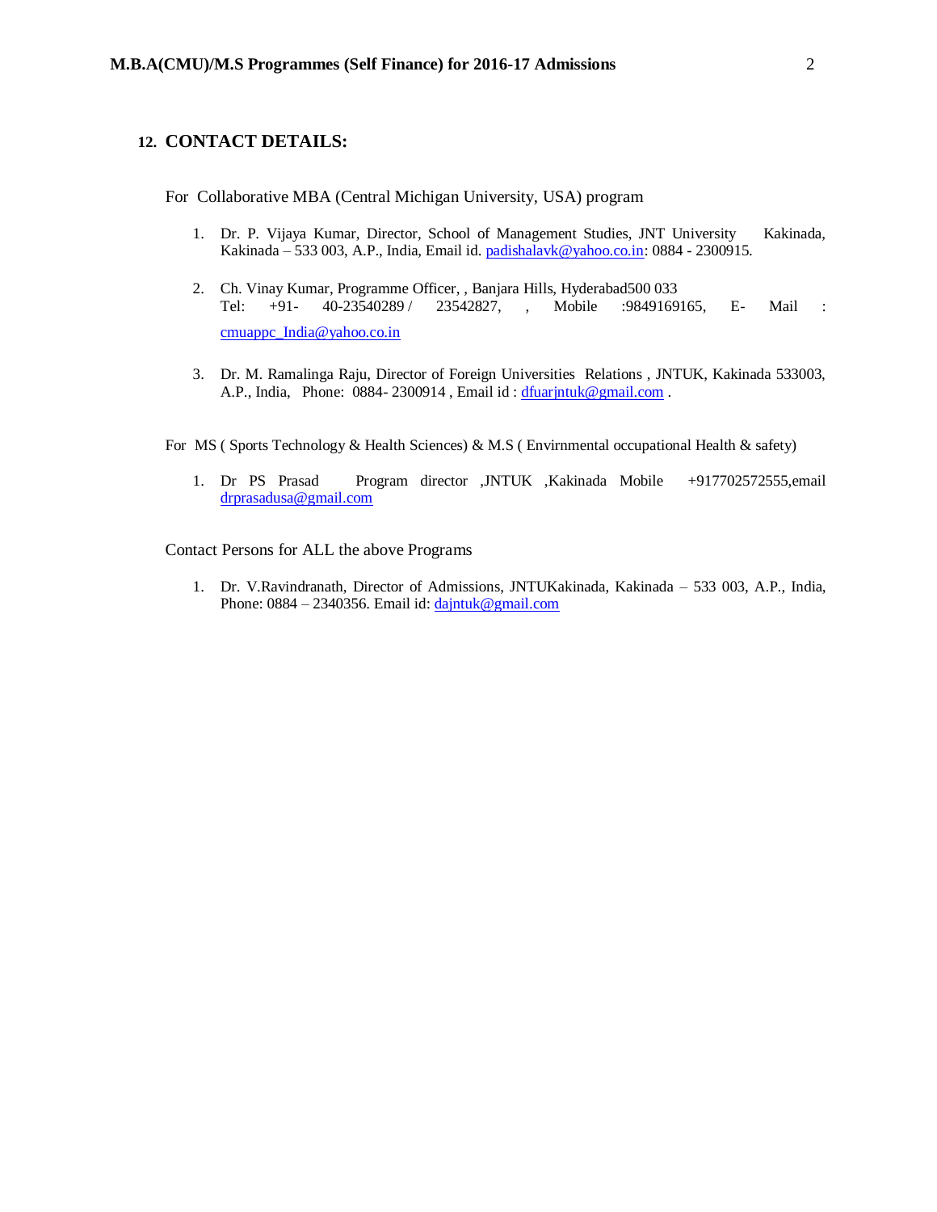## 12. CONTACT DETAILS:

For Collaborative MBA (Central Michigan University, USA) program

1. Dr. P. Vijaya Kumar, Director, School of Management Studies, JNT University Kakinada, Kakinada – 533 003, A.P., India, Email id. padishalavk@yahoo.co.in: 0884 - 2300915.

2. Ch. Vinay Kumar, Programme Officer, , Banjara Hills, Hyderabad500 033 Tel: +91- 40-23540289 / 23542827, , Mobile :9849169165, E- Mail : cmuappc_India@yahoo.co.in

3. Dr. M. Ramalinga Raju, Director of Foreign Universities Relations , JNTUK, Kakinada 533003, A.P., India, Phone: 0884- 2300914 , Email id : dfuarjntuk@gmail.com .

For MS ( Sports Technology & Health Sciences) & M.S ( Envirnmental occupational Health & safety)

1. Dr PS Prasad Program director ,JNTUK ,Kakinada Mobile +917702572555,email drprasadusa@gmail.com

Contact Persons for ALL the above Programs

1. Dr. V.Ravindranath, Director of Admissions, JNTUKakinada, Kakinada – 533 003, A.P., India, Phone: 0884 – 2340356. Email id: dajntuk@gmail.com